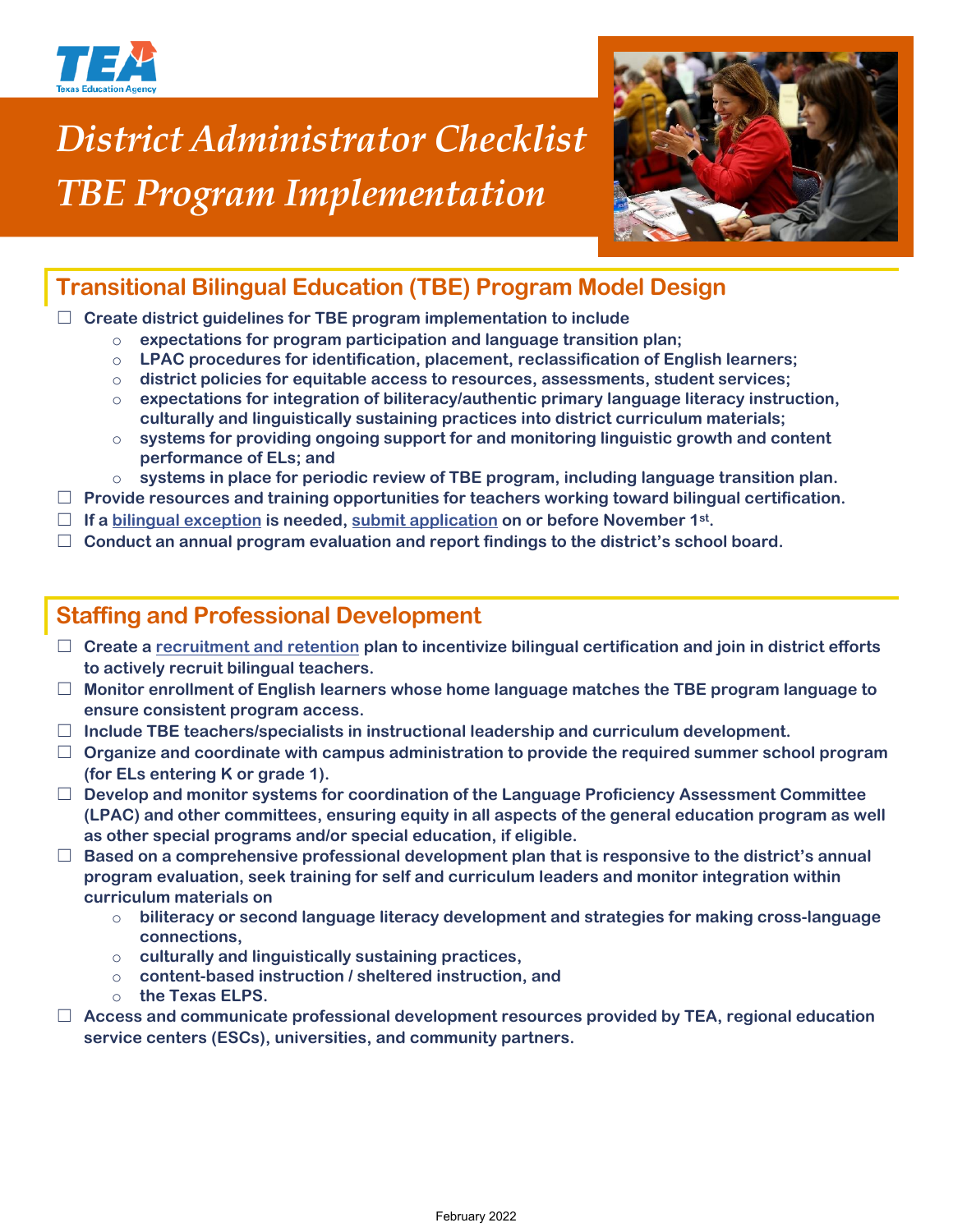# District Administrator Checklist
# TBE Program Implementation

## Transitional Bilingual Education (TBE) Program Model Design

- ☐ **Create district guidelines for TBE program implementation to include**
  - **expectations for program participation and language transition plan;**
  - **LPAC procedures for identification, placement, reclassification of English learners;**
  - **district policies for equitable access to resources, assessments, student services;**
  - **expectations for integration of biliteracy/authentic primary language literacy instruction, culturally and linguistically sustaining practices into district curriculum materials;**
  - **systems for providing ongoing support for and monitoring linguistic growth and content performance of ELs; and**
  - **systems in place for periodic review of TBE program, including language transition plan.**
- ☐ **Provide resources and training opportunities for teachers working toward bilingual certification.**
- ☐ **If a bilingual exception is needed, submit application on or before November 1st.**
- ☐ **Conduct an annual program evaluation and report findings to the district's school board.**

## Staffing and Professional Development

- ☐ **Create a recruitment and retention plan to incentivize bilingual certification and join in district efforts to actively recruit bilingual teachers.**
- ☐ **Monitor enrollment of English learners whose home language matches the TBE program language to ensure consistent program access.**
- ☐ **Include TBE teachers/specialists in instructional leadership and curriculum development.**
- ☐ **Organize and coordinate with campus administration to provide the required summer school program (for ELs entering K or grade 1).**
- ☐ **Develop and monitor systems for coordination of the Language Proficiency Assessment Committee (LPAC) and other committees, ensuring equity in all aspects of the general education program as well as other special programs and/or special education, if eligible.**
- ☐ **Based on a comprehensive professional development plan that is responsive to the district's annual program evaluation, seek training for self and curriculum leaders and monitor integration within curriculum materials on**
  - **biliteracy or second language literacy development and strategies for making cross-language connections,**
  - **culturally and linguistically sustaining practices,**
  - **content-based instruction / sheltered instruction, and**
  - **the Texas ELPS.**
- ☐ **Access and communicate professional development resources provided by TEA, regional education service centers (ESCs), universities, and community partners.**

February 2022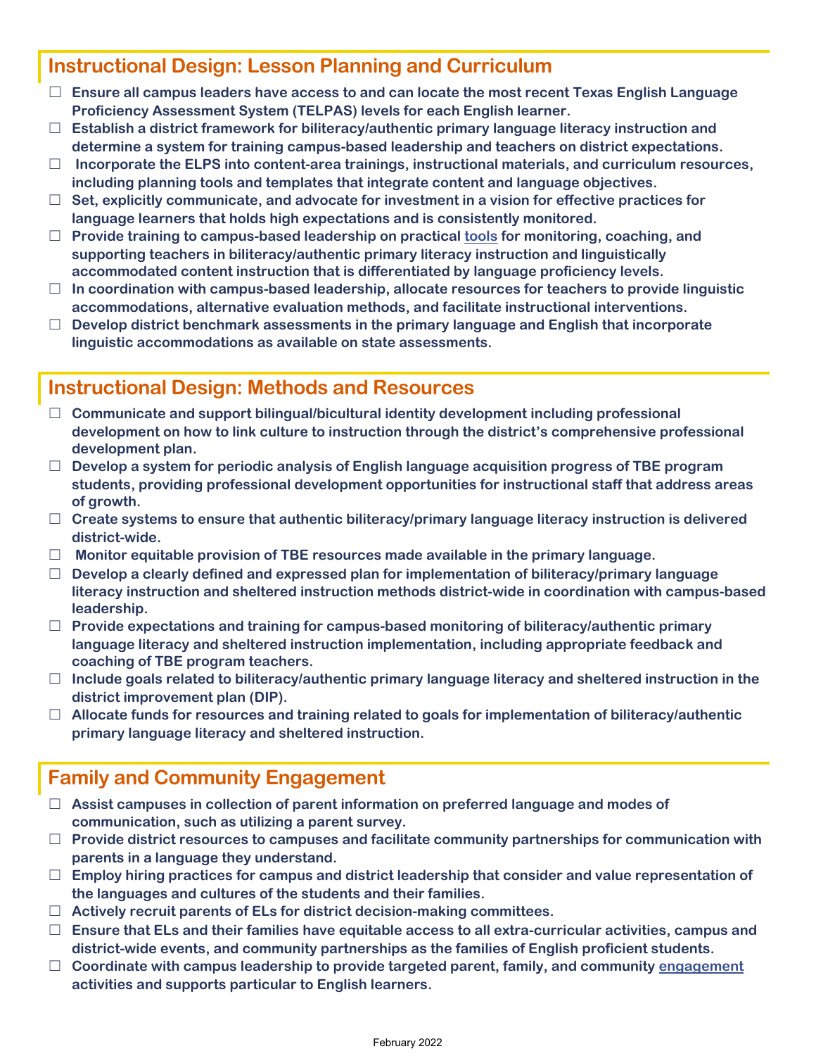## Instructional Design: Lesson Planning and Curriculum

- ☐ **Ensure all campus leaders have access to and can locate the most recent Texas English Language Proficiency Assessment System (TELPAS) levels for each English learner.**
- ☐ **Establish a district framework for biliteracy/authentic primary language literacy instruction and determine a system for training campus-based leadership and teachers on district expectations.**
- ☐ **Incorporate the ELPS into content-area trainings, instructional materials, and curriculum resources, including planning tools and templates that integrate content and language objectives.**
- ☐ **Set, explicitly communicate, and advocate for investment in a vision for effective practices for language learners that holds high expectations and is consistently monitored.**
- ☐ **Provide training to campus-based leadership on practical tools for monitoring, coaching, and supporting teachers in biliteracy/authentic primary literacy instruction and linguistically accommodated content instruction that is differentiated by language proficiency levels.**
- ☐ **In coordination with campus-based leadership, allocate resources for teachers to provide linguistic accommodations, alternative evaluation methods, and facilitate instructional interventions.**
- ☐ **Develop district benchmark assessments in the primary language and English that incorporate linguistic accommodations as available on state assessments.**

## Instructional Design: Methods and Resources

- ☐ **Communicate and support bilingual/bicultural identity development including professional development on how to link culture to instruction through the district's comprehensive professional development plan.**
- ☐ **Develop a system for periodic analysis of English language acquisition progress of TBE program students, providing professional development opportunities for instructional staff that address areas of growth.**
- ☐ **Create systems to ensure that authentic biliteracy/primary language literacy instruction is delivered district-wide.**
- ☐ **Monitor equitable provision of TBE resources made available in the primary language.**
- ☐ **Develop a clearly defined and expressed plan for implementation of biliteracy/primary language literacy instruction and sheltered instruction methods district-wide in coordination with campus-based leadership.**
- ☐ **Provide expectations and training for campus-based monitoring of biliteracy/authentic primary language literacy and sheltered instruction implementation, including appropriate feedback and coaching of TBE program teachers.**
- ☐ **Include goals related to biliteracy/authentic primary language literacy and sheltered instruction in the district improvement plan (DIP).**
- ☐ **Allocate funds for resources and training related to goals for implementation of biliteracy/authentic primary language literacy and sheltered instruction.**

## Family and Community Engagement

- ☐ **Assist campuses in collection of parent information on preferred language and modes of communication, such as utilizing a parent survey.**
- ☐ **Provide district resources to campuses and facilitate community partnerships for communication with parents in a language they understand.**
- ☐ **Employ hiring practices for campus and district leadership that consider and value representation of the languages and cultures of the students and their families.**
- ☐ **Actively recruit parents of ELs for district decision-making committees.**
- ☐ **Ensure that ELs and their families have equitable access to all extra-curricular activities, campus and district-wide events, and community partnerships as the families of English proficient students.**
- ☐ **Coordinate with campus leadership to provide targeted parent, family, and community engagement activities and supports particular to English learners.**

February 2022